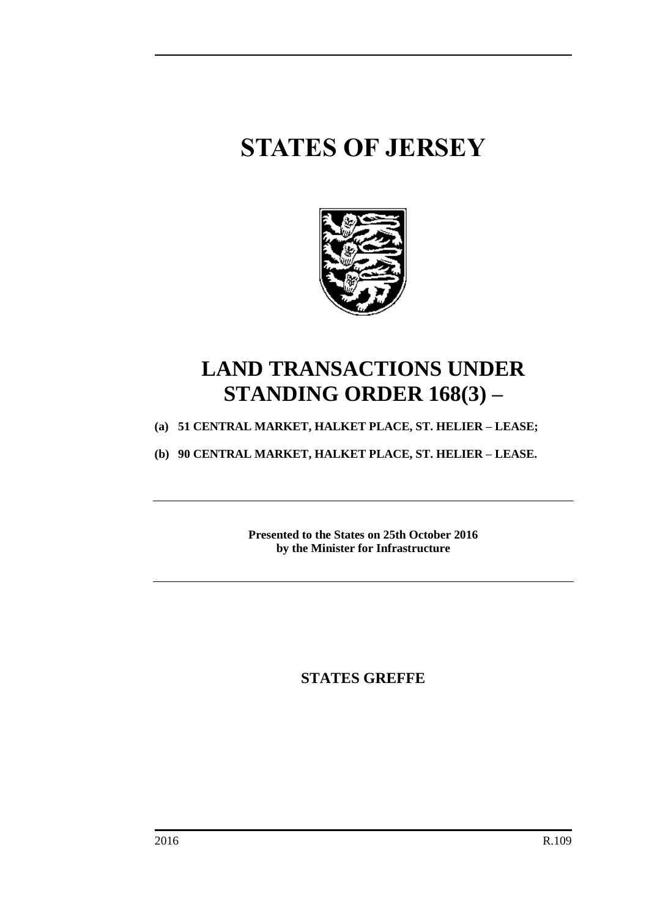# STATES OF JERSEY

## LAND TRANSACTIONS UNDER STANDING ORDER 168(3) –

**(a) 51 CENTRAL MARKET, HALKET PLACE, ST. HELIER – LEASE;**

**(b) 90 CENTRAL MARKET, HALKET PLACE, ST. HELIER – LEASE.**

---

**Presented to the States on 25th October 2016**
**by the Minister for Infrastructure**

---

**STATES GREFFE**

2016 R.109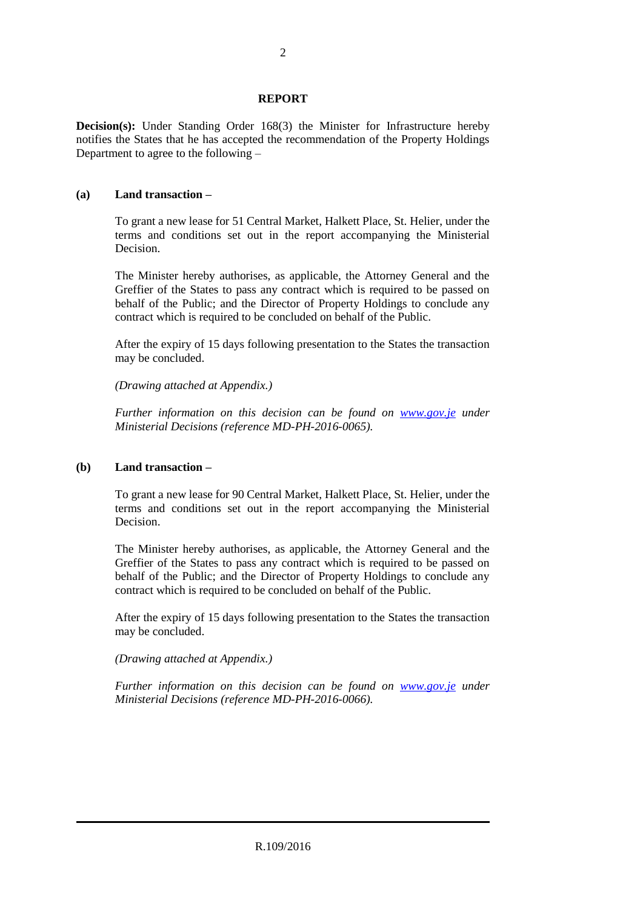## REPORT

**Decision(s):** Under Standing Order 168(3) the Minister for Infrastructure hereby notifies the States that he has accepted the recommendation of the Property Holdings Department to agree to the following –

**(a) Land transaction –**

To grant a new lease for 51 Central Market, Halkett Place, St. Helier, under the terms and conditions set out in the report accompanying the Ministerial Decision.

The Minister hereby authorises, as applicable, the Attorney General and the Greffier of the States to pass any contract which is required to be passed on behalf of the Public; and the Director of Property Holdings to conclude any contract which is required to be concluded on behalf of the Public.

After the expiry of 15 days following presentation to the States the transaction may be concluded.

*(Drawing attached at Appendix.)*

*Further information on this decision can be found on [www.gov.je](http://www.gov.je) under Ministerial Decisions (reference MD-PH-2016-0065).*

**(b) Land transaction –**

To grant a new lease for 90 Central Market, Halkett Place, St. Helier, under the terms and conditions set out in the report accompanying the Ministerial Decision.

The Minister hereby authorises, as applicable, the Attorney General and the Greffier of the States to pass any contract which is required to be passed on behalf of the Public; and the Director of Property Holdings to conclude any contract which is required to be concluded on behalf of the Public.

After the expiry of 15 days following presentation to the States the transaction may be concluded.

*(Drawing attached at Appendix.)*

*Further information on this decision can be found on [www.gov.je](http://www.gov.je) under Ministerial Decisions (reference MD-PH-2016-0066).*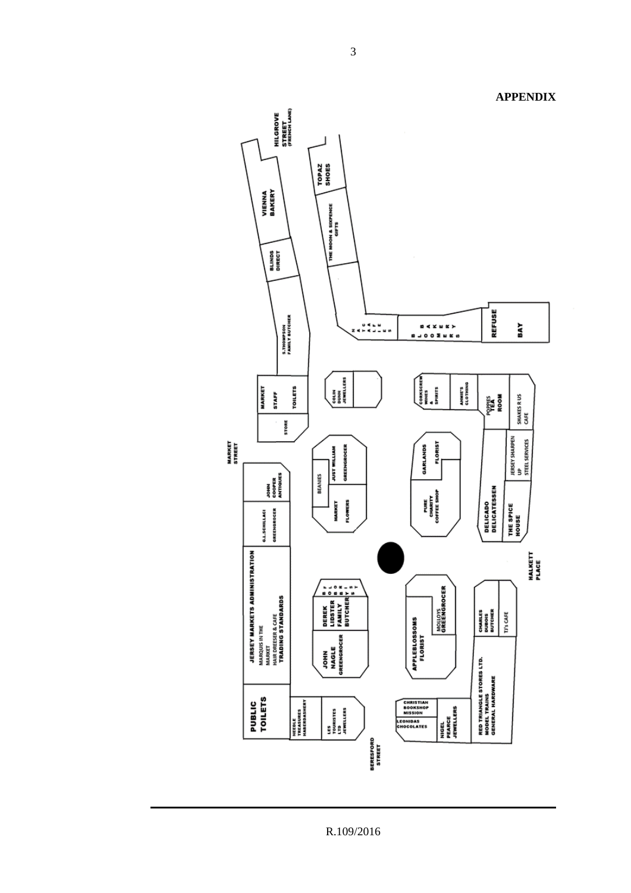**APPENDIX**

HILGROVE STREET (FRENCH LANE)

VIENNA BAKERY

TOPAZ SHOES

BLINDS DIRECT

THE MOON & SIXPENCE GIFTS

S.THOMPSON FAMILY BUTCHER

NATCAFLIES

BLOAKMERYS

REFUSE BAY

MARKET STAFF TOILETS

STORE

COLIN DUNN JEWELLERS

CORKSCREW WINES & SPIRITS

AIMIE'S CLOTHING

POPPIES TEA ROOM

SHAKES R US CAFE

MARKET STREET

JOHN COOPER ANTIQUES

G.L.SCHILLACI GREENGROCER

BEANIES

JUST WILLIAM GREENGROCER

MARKET FLOWERS

GARLANDS FLORIST

PURE CHARITY COFFEE SHOP

JERSEY SHARPEN UP STEEL SERVICES

DELICADO DELICATESSEN

THE SPICE HOUSE

HALKETT PLACE

JERSEY MARKETS ADMINISTRATION

MARQUIS IN THE MARKET

HAIR DRESSER & CAFE

TRADING STANDARDS

BFOLOBORRIYST

DEREK LIDSTER FAMILY BUTCHER

JOHN NAGLE GREENGROCER

APPLEBLOSSOMS FLORIST

MOLLOYS GREENGROCER

CHARLES DUBOIS BUTCHER

TJ's CAFE

PUBLIC TOILETS

NEEDLE TREASURES HABERDASHERY

LES TOURISTES LTD JEWELLERS

CHRISTIAN BOOKSHOP MISSION

LEONIDAS CHOCOLATES

NIGEL PEARCE JEWELLERS

RED TRIANGLE STORES LTD. MODEL TRAINS GENERAL HARDWARE

BERESFORD STREET